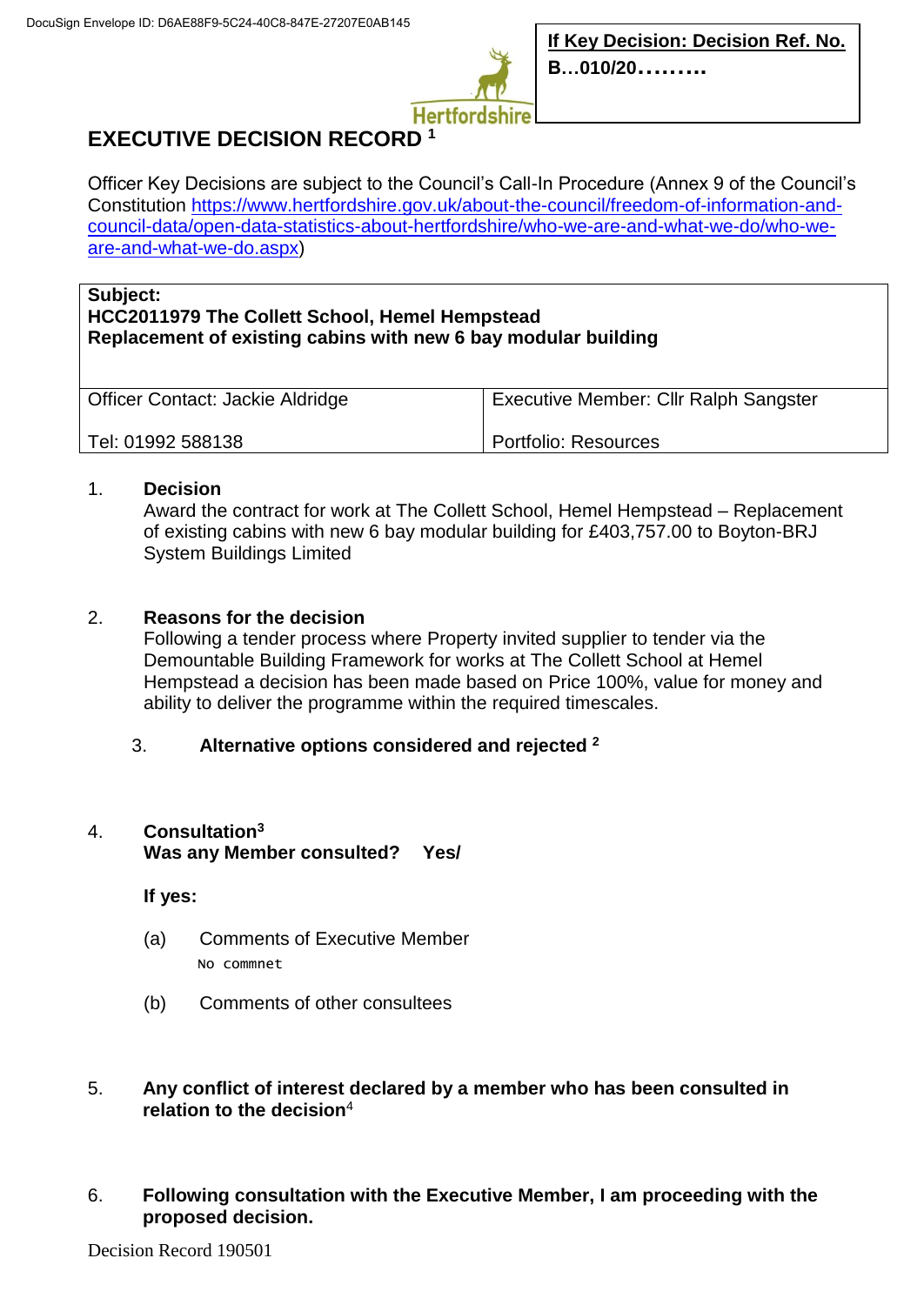DocuSign Envelope ID: D6AE88F9-5C24-40C8-847E-27207E0AB145

**If Key Decision: Decision Ref. No.**
**B…010/20………**

# EXECUTIVE DECISION RECORD [1]

Officer Key Decisions are subject to the Council's Call-In Procedure (Annex 9 of the Council's Constitution https://www.hertfordshire.gov.uk/about-the-council/freedom-of-information-and-council-data/open-data-statistics-about-hertfordshire/who-we-are-and-what-we-do/who-we-are-and-what-we-do.aspx)

| **Subject:** **HCC2011979 The Collett School, Hemel Hempstead** **Replacement of existing cabins with new 6 bay modular building** | |
|---|---|
| Officer Contact: Jackie Aldridge<br><br>Tel: 01992 588138 | Executive Member: Cllr Ralph Sangster<br><br>Portfolio: Resources |

1. **Decision**
   Award the contract for work at The Collett School, Hemel Hempstead – Replacement of existing cabins with new 6 bay modular building for £403,757.00 to Boyton-BRJ System Buildings Limited

2. **Reasons for the decision**
   Following a tender process where Property invited supplier to tender via the Demountable Building Framework for works at The Collett School at Hemel Hempstead a decision has been made based on Price 100%, value for money and ability to deliver the programme within the required timescales.

3. **Alternative options considered and rejected [2]**

4. **Consultation[3]**
   **Was any Member consulted? Yes/**

   **If yes:**

   (a) Comments of Executive Member
   No commnet

   (b) Comments of other consultees

5. **Any conflict of interest declared by a member who has been consulted in relation to the decision**[4]

6. **Following consultation with the Executive Member, I am proceeding with the proposed decision.**

Decision Record 190501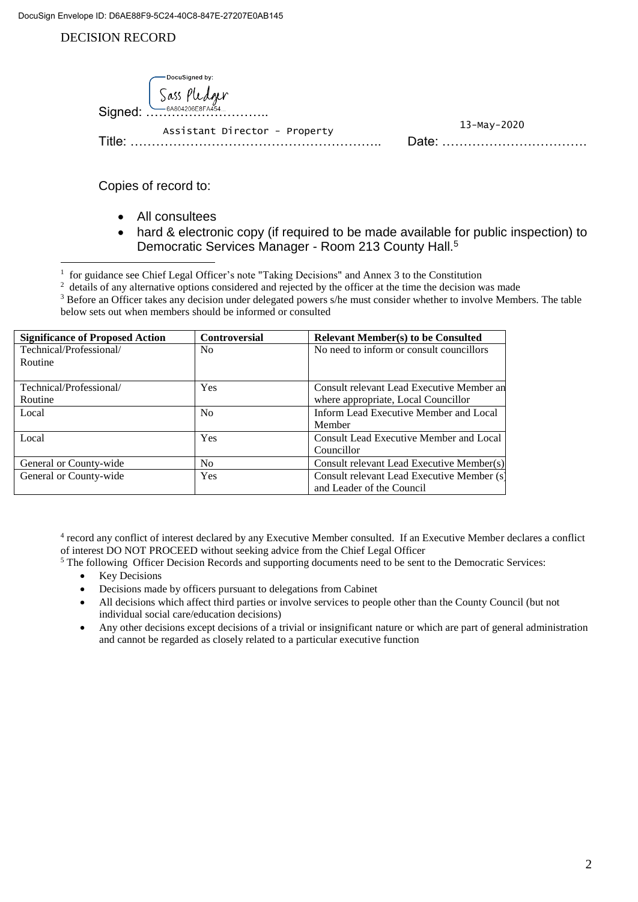DocuSign Envelope ID: D6AE88F9-5C24-40C8-847E-27207E0AB145

DECISION RECORD

Signed: Sass Pledger (DocuSigned by: 6A804206E8FA454...)

Title: Assistant Director - Property

Date: 13-May-2020

Copies of record to:

- All consultees
- hard & electronic copy (if required to be made available for public inspection) to Democratic Services Manager - Room 213 County Hall.[5]

---

[1] for guidance see Chief Legal Officer's note "Taking Decisions" and Annex 3 to the Constitution

[2] details of any alternative options considered and rejected by the officer at the time the decision was made

[3] Before an Officer takes any decision under delegated powers s/he must consider whether to involve Members. The table below sets out when members should be informed or consulted

| Significance of Proposed Action | Controversial | Relevant Member(s) to be Consulted |
|---|---|---|
| Technical/Professional/ Routine | No | No need to inform or consult councillors |
| Technical/Professional/ Routine | Yes | Consult relevant Lead Executive Member an where appropriate, Local Councillor |
| Local | No | Inform Lead Executive Member and Local Member |
| Local | Yes | Consult Lead Executive Member and Local Councillor |
| General or County-wide | No | Consult relevant Lead Executive Member(s) |
| General or County-wide | Yes | Consult relevant Lead Executive Member (s) and Leader of the Council |

[4] record any conflict of interest declared by any Executive Member consulted. If an Executive Member declares a conflict of interest DO NOT PROCEED without seeking advice from the Chief Legal Officer

[5] The following Officer Decision Records and supporting documents need to be sent to the Democratic Services:

- Key Decisions
- Decisions made by officers pursuant to delegations from Cabinet
- All decisions which affect third parties or involve services to people other than the County Council (but not individual social care/education decisions)
- Any other decisions except decisions of a trivial or insignificant nature or which are part of general administration and cannot be regarded as closely related to a particular executive function